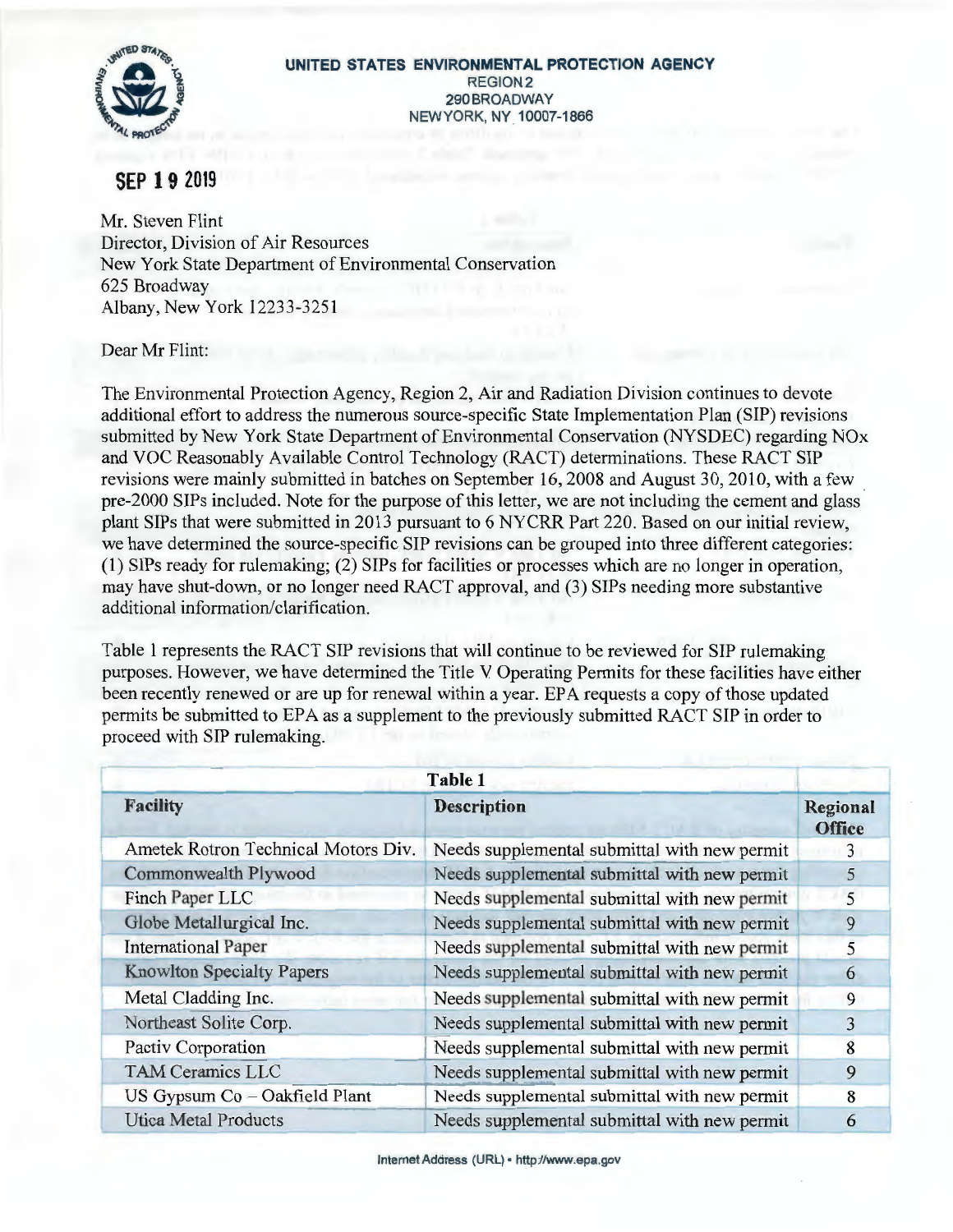**UNITED STATES ENVIRONMENTAL PROTECTION AGENCY**
REGION 2
290 BROADWAY
NEW YORK, NY 10007-1866

**SEP 19 2019**

Mr. Steven Flint
Director, Division of Air Resources
New York State Department of Environmental Conservation
625 Broadway
Albany, New York 12233-3251

Dear Mr Flint:

The Environmental Protection Agency, Region 2, Air and Radiation Division continues to devote additional effort to address the numerous source-specific State Implementation Plan (SIP) revisions submitted by New York State Department of Environmental Conservation (NYSDEC) regarding NOx and VOC Reasonably Available Control Technology (RACT) determinations. These RACT SIP revisions were mainly submitted in batches on September 16, 2008 and August 30, 2010, with a few pre-2000 SIPs included. Note for the purpose of this letter, we are not including the cement and glass plant SIPs that were submitted in 2013 pursuant to 6 NYCRR Part 220. Based on our initial review, we have determined the source-specific SIP revisions can be grouped into three different categories: (1) SIPs ready for rulemaking; (2) SIPs for facilities or processes which are no longer in operation, may have shut-down, or no longer need RACT approval, and (3) SIPs needing more substantive additional information/clarification.

Table 1 represents the RACT SIP revisions that will continue to be reviewed for SIP rulemaking purposes. However, we have determined the Title V Operating Permits for these facilities have either been recently renewed or are up for renewal within a year. EPA requests a copy of those updated permits be submitted to EPA as a supplement to the previously submitted RACT SIP in order to proceed with SIP rulemaking.

**Table 1**

| Facility | Description | Regional Office |
|---|---|---|
| Ametek Rotron Technical Motors Div. | Needs supplemental submittal with new permit | 3 |
| Commonwealth Plywood | Needs supplemental submittal with new permit | 5 |
| Finch Paper LLC | Needs supplemental submittal with new permit | 5 |
| Globe Metallurgical Inc. | Needs supplemental submittal with new permit | 9 |
| International Paper | Needs supplemental submittal with new permit | 5 |
| Knowlton Specialty Papers | Needs supplemental submittal with new permit | 6 |
| Metal Cladding Inc. | Needs supplemental submittal with new permit | 9 |
| Northeast Solite Corp. | Needs supplemental submittal with new permit | 3 |
| Pactiv Corporation | Needs supplemental submittal with new permit | 8 |
| TAM Ceramics LLC | Needs supplemental submittal with new permit | 9 |
| US Gypsum Co – Oakfield Plant | Needs supplemental submittal with new permit | 8 |
| Utica Metal Products | Needs supplemental submittal with new permit | 6 |

Internet Address (URL) • http://www.epa.gov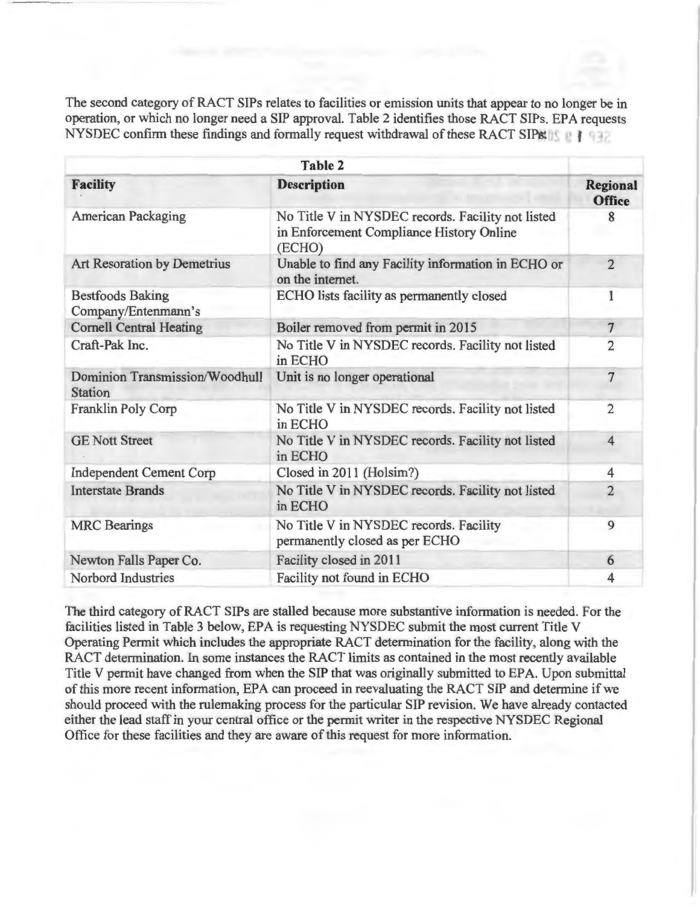The second category of RACT SIPs relates to facilities or emission units that appear to no longer be in operation, or which no longer need a SIP approval. Table 2 identifies those RACT SIPs. EPA requests NYSDEC confirm these findings and formally request withdrawal of these RACT SIPs.

| Table 2 | | |
|---|---|---|
| **Facility** | **Description** | **Regional Office** |
| American Packaging | No Title V in NYSDEC records. Facility not listed in Enforcement Compliance History Online (ECHO) | 8 |
| Art Resoration by Demetrius | Unable to find any Facility information in ECHO or on the internet. | 2 |
| Bestfoods Baking Company/Entenmann's | ECHO lists facility as permanently closed | 1 |
| Cornell Central Heating | Boiler removed from permit in 2015 | 7 |
| Craft-Pak Inc. | No Title V in NYSDEC records. Facility not listed in ECHO | 2 |
| Dominion Transmission/Woodhull Station | Unit is no longer operational | 7 |
| Franklin Poly Corp | No Title V in NYSDEC records. Facility not listed in ECHO | 2 |
| GE Nott Street | No Title V in NYSDEC records. Facility not listed in ECHO | 4 |
| Independent Cement Corp | Closed in 2011 (Holsim?) | 4 |
| Interstate Brands | No Title V in NYSDEC records. Facility not listed in ECHO | 2 |
| MRC Bearings | No Title V in NYSDEC records. Facility permanently closed as per ECHO | 9 |
| Newton Falls Paper Co. | Facility closed in 2011 | 6 |
| Norbord Industries | Facility not found in ECHO | 4 |

The third category of RACT SIPs are stalled because more substantive information is needed. For the facilities listed in Table 3 below, EPA is requesting NYSDEC submit the most current Title V Operating Permit which includes the appropriate RACT determination for the facility, along with the RACT determination. In some instances the RACT limits as contained in the most recently available Title V permit have changed from when the SIP that was originally submitted to EPA. Upon submittal of this more recent information, EPA can proceed in reevaluating the RACT SIP and determine if we should proceed with the rulemaking process for the particular SIP revision. We have already contacted either the lead staff in your central office or the permit writer in the respective NYSDEC Regional Office for these facilities and they are aware of this request for more information.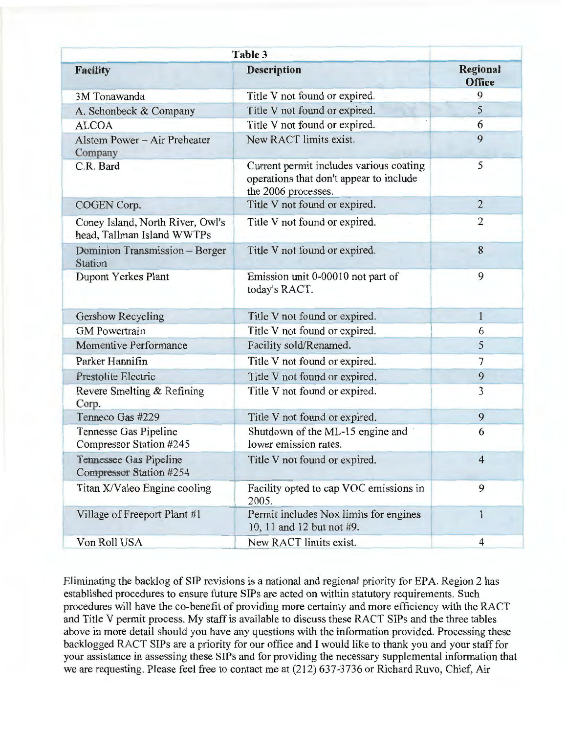| Table 3 | | |
|---|---|---|
| **Facility** | **Description** | **Regional Office** |
| 3M Tonawanda | Title V not found or expired. | 9 |
| A. Schonbeck & Company | Title V not found or expired. | 5 |
| ALCOA | Title V not found or expired. | 6 |
| Alstom Power – Air Preheater Company | New RACT limits exist. | 9 |
| C.R. Bard | Current permit includes various coating operations that don't appear to include the 2006 processes. | 5 |
| COGEN Corp. | Title V not found or expired. | 2 |
| Coney Island, North River, Owl's head, Tallman Island WWTPs | Title V not found or expired. | 2 |
| Dominion Transmission – Borger Station | Title V not found or expired. | 8 |
| Dupont Yerkes Plant | Emission unit 0-00010 not part of today's RACT. | 9 |
| Gershow Recycling | Title V not found or expired. | 1 |
| GM Powertrain | Title V not found or expired. | 6 |
| Momentive Performance | Facility sold/Renamed. | 5 |
| Parker Hannifin | Title V not found or expired. | 7 |
| Prestolite Electric | Title V not found or expired. | 9 |
| Revere Smelting & Refining Corp. | Title V not found or expired. | 3 |
| Tenneco Gas #229 | Title V not found or expired. | 9 |
| Tennesse Gas Pipeline Compressor Station #245 | Shutdown of the ML-15 engine and lower emission rates. | 6 |
| Tennessee Gas Pipeline Compressor Station #254 | Title V not found or expired. | 4 |
| Titan X/Valeo Engine cooling | Facility opted to cap VOC emissions in 2005. | 9 |
| Village of Freeport Plant #1 | Permit includes Nox limits for engines 10, 11 and 12 but not #9. | 1 |
| Von Roll USA | New RACT limits exist. | 4 |

Eliminating the backlog of SIP revisions is a national and regional priority for EPA. Region 2 has established procedures to ensure future SIPs are acted on within statutory requirements. Such procedures will have the co-benefit of providing more certainty and more efficiency with the RACT and Title V permit process. My staff is available to discuss these RACT SIPs and the three tables above in more detail should you have any questions with the information provided. Processing these backlogged RACT SIPs are a priority for our office and I would like to thank you and your staff for your assistance in assessing these SIPs and for providing the necessary supplemental information that we are requesting. Please feel free to contact me at (212) 637-3736 or Richard Ruvo, Chief, Air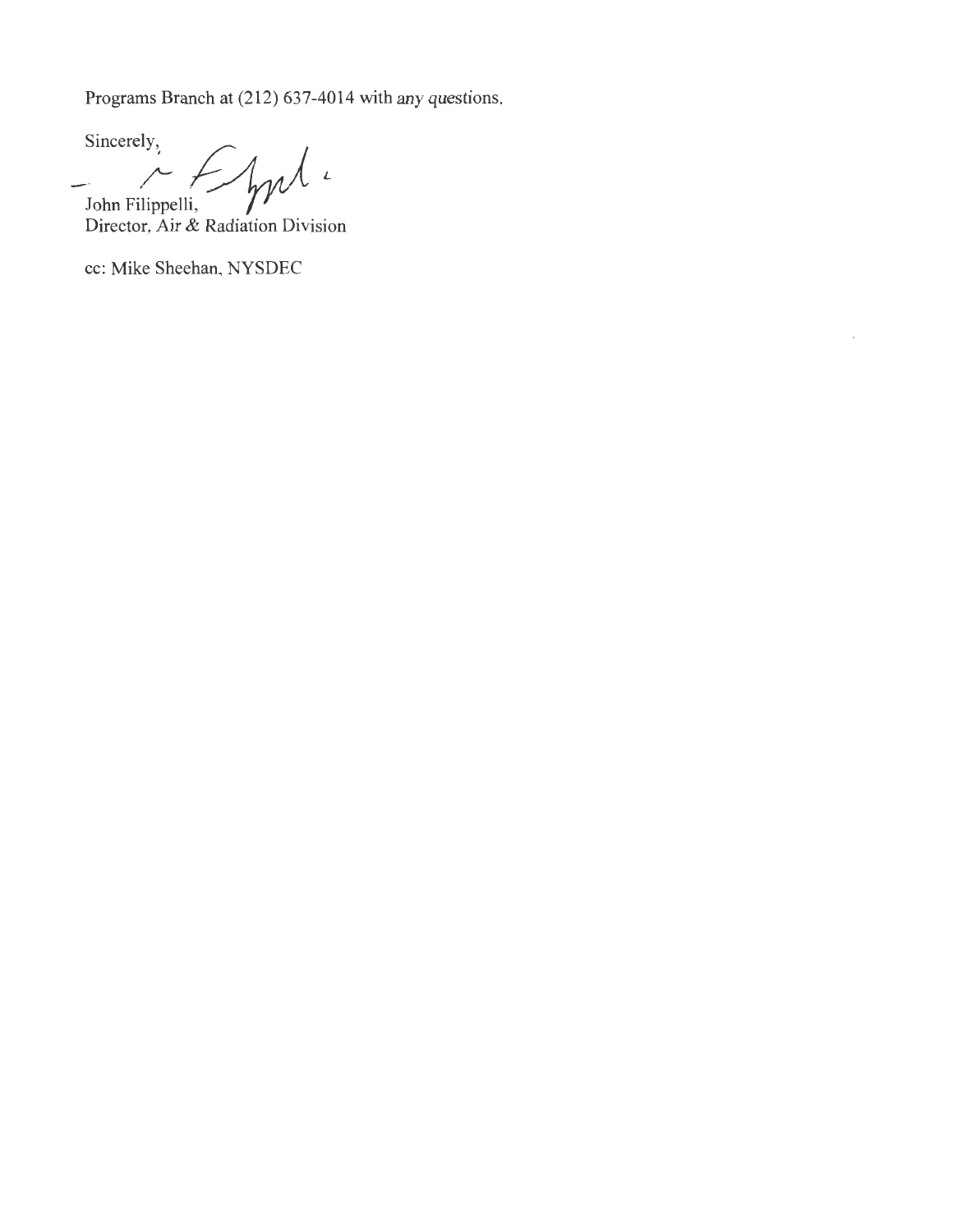Programs Branch at (212) 637-4014 with any questions.

Sincerely,

John Filippelli,
Director, Air & Radiation Division

cc: Mike Sheehan, NYSDEC